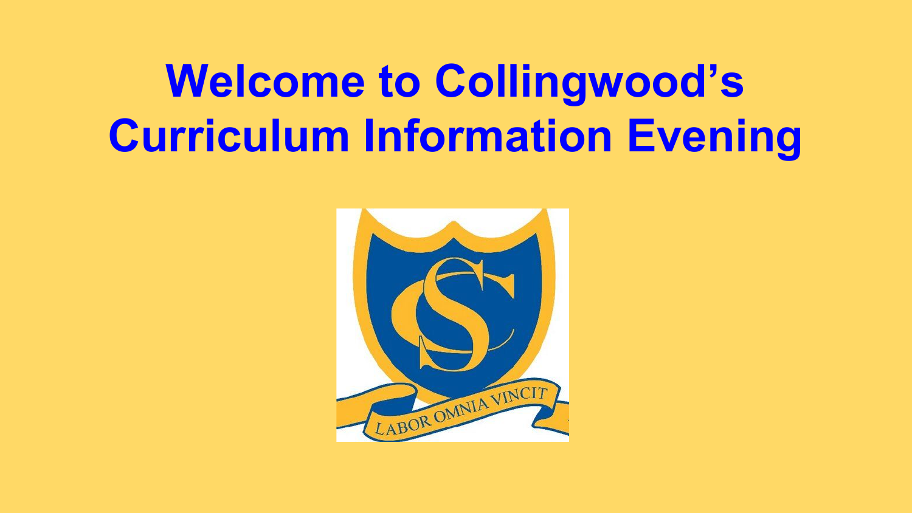# Welcome to Collingwood's Curriculum Information Evening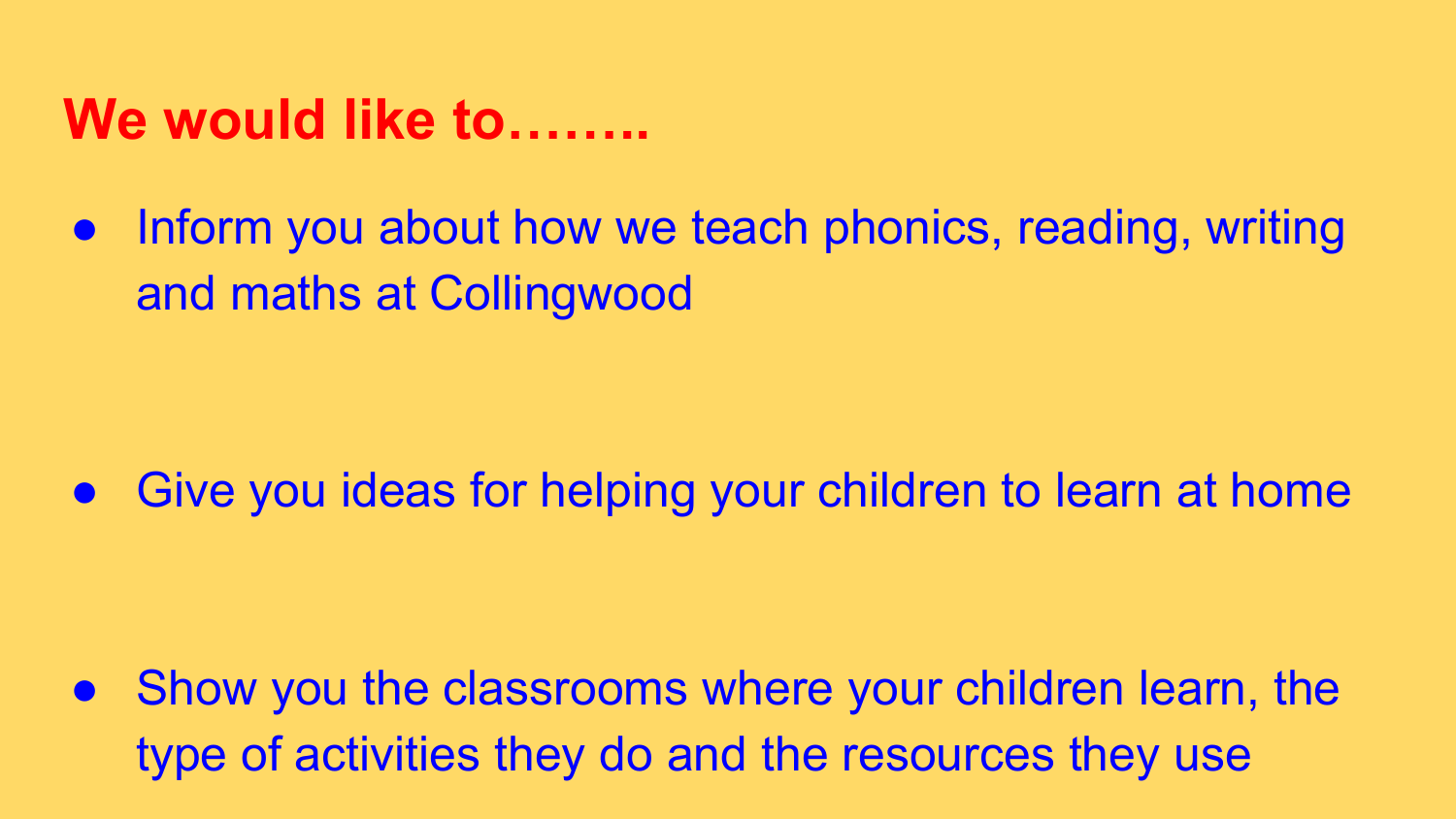## We would like to……..

- Inform you about how we teach phonics, reading, writing and maths at Collingwood

- Give you ideas for helping your children to learn at home

- Show you the classrooms where your children learn, the type of activities they do and the resources they use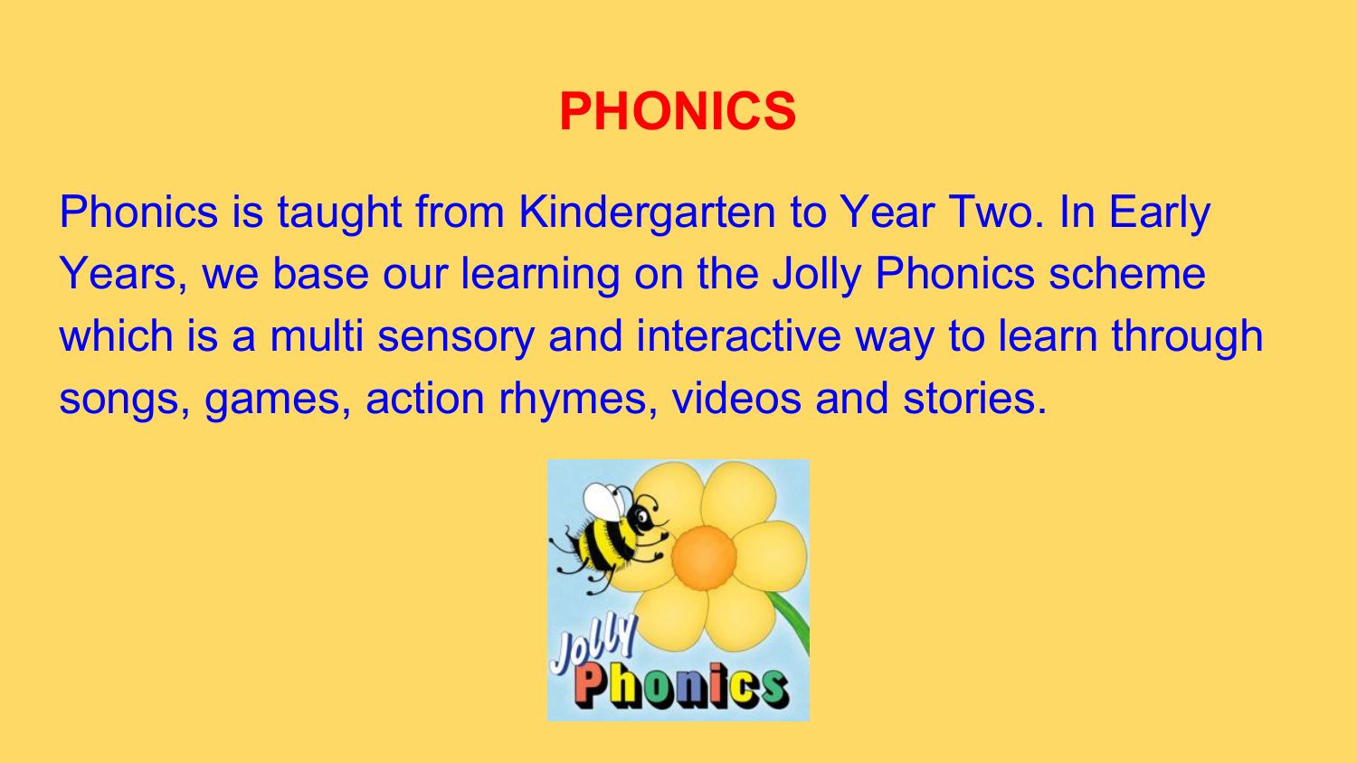# PHONICS

Phonics is taught from Kindergarten to Year Two. In Early Years, we base our learning on the Jolly Phonics scheme which is a multi sensory and interactive way to learn through songs, games, action rhymes, videos and stories.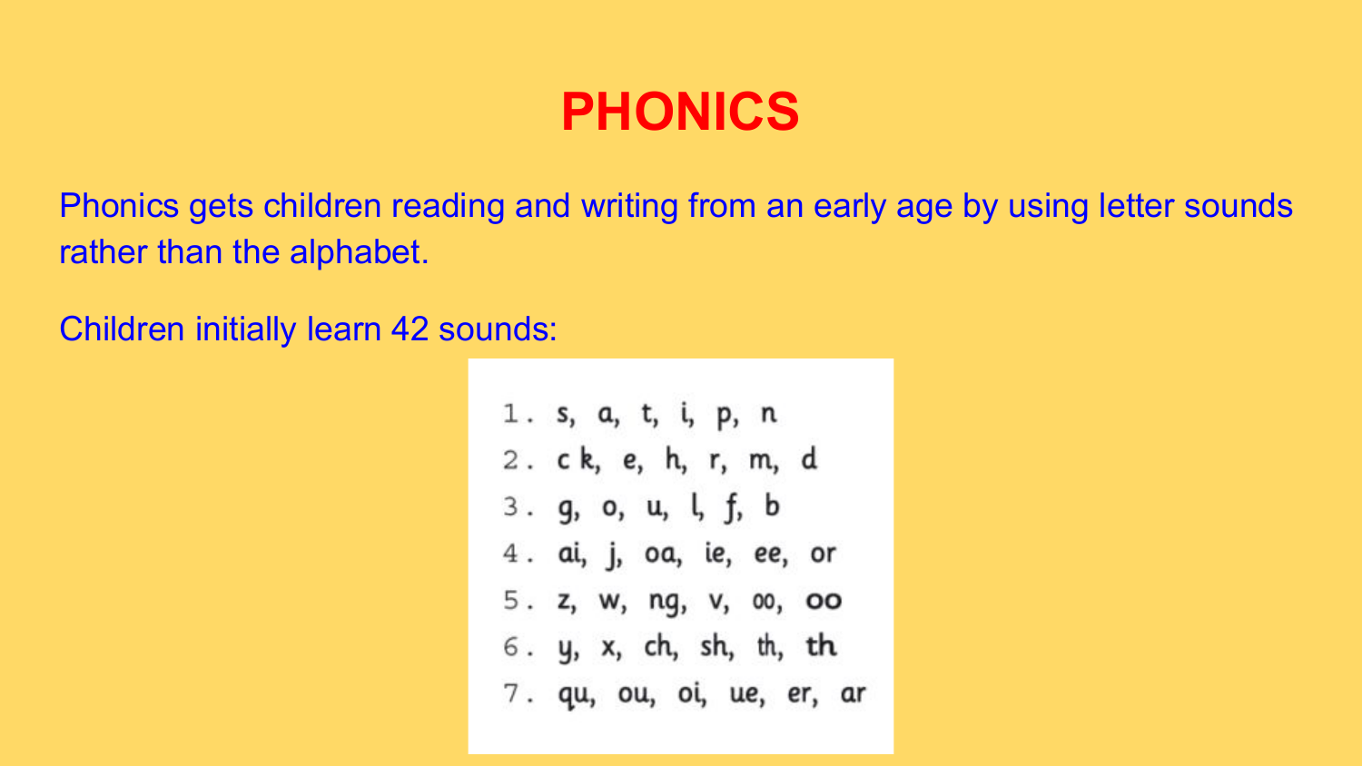# PHONICS

Phonics gets children reading and writing from an early age by using letter sounds rather than the alphabet.

Children initially learn 42 sounds:

1. s, a, t, i, p, n
2. c k, e, h, r, m, d
3. g, o, u, l, f, b
4. ai, j, oa, ie, ee, or
5. z, w, ng, v, oo, **oo**
6. y, x, ch, sh, th, **th**
7. qu, ou, oi, ue, er, ar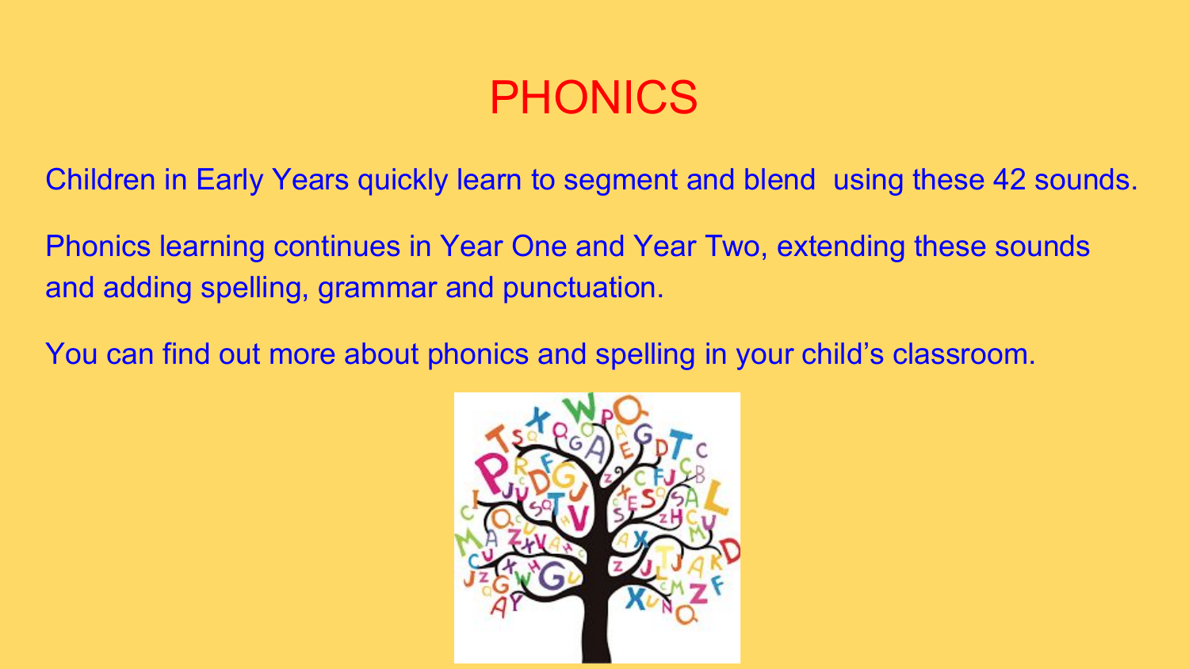# PHONICS

Children in Early Years quickly learn to segment and blend using these 42 sounds.

Phonics learning continues in Year One and Year Two, extending these sounds and adding spelling, grammar and punctuation.

You can find out more about phonics and spelling in your child's classroom.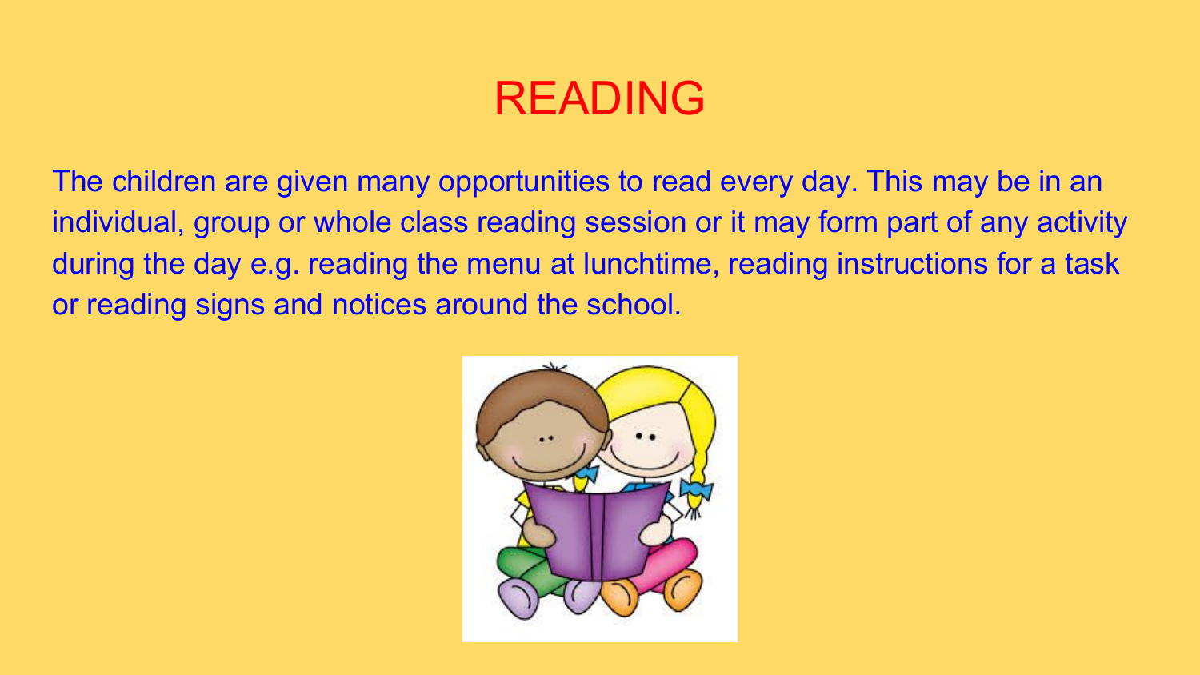# READING

The children are given many opportunities to read every day. This may be in an individual, group or whole class reading session or it may form part of any activity during the day e.g. reading the menu at lunchtime, reading instructions for a task or reading signs and notices around the school.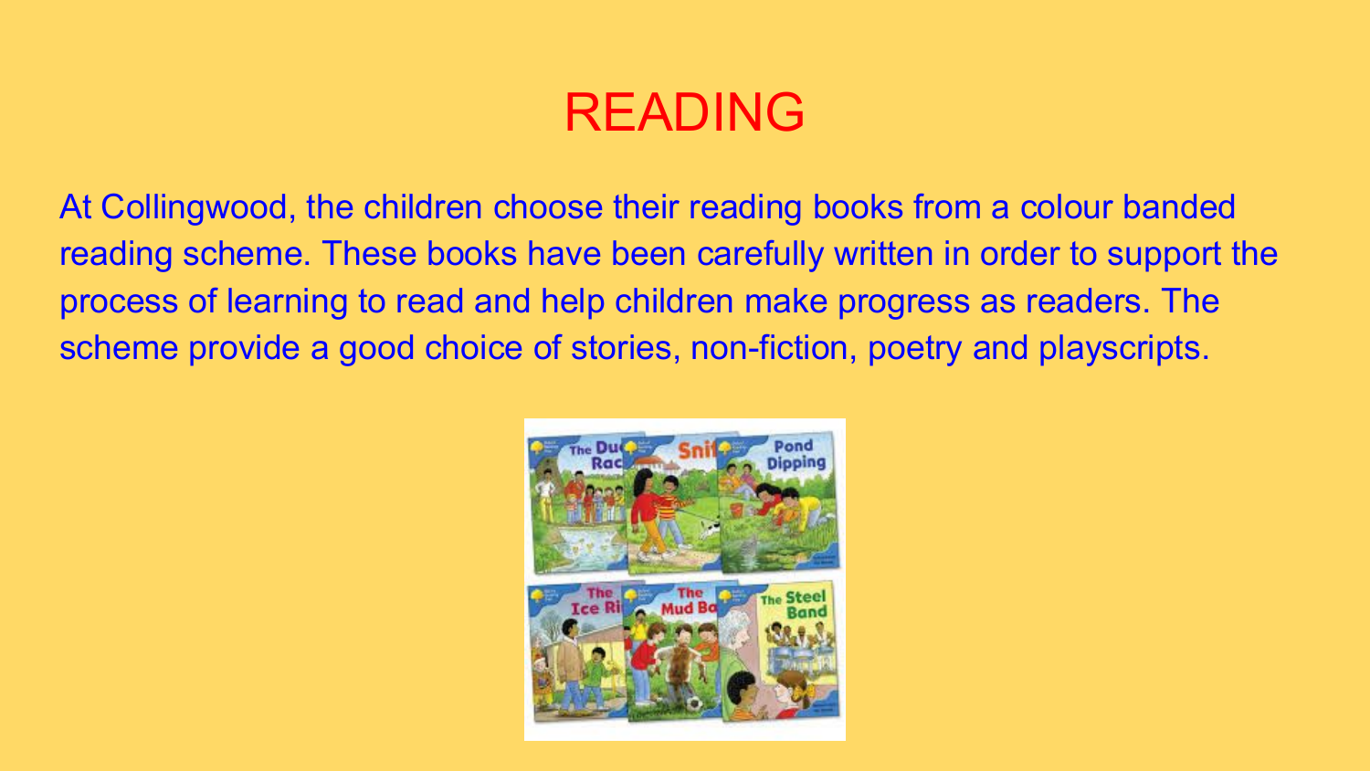# READING

At Collingwood, the children choose their reading books from a colour banded reading scheme. These books have been carefully written in order to support the process of learning to read and help children make progress as readers. The scheme provide a good choice of stories, non-fiction, poetry and playscripts.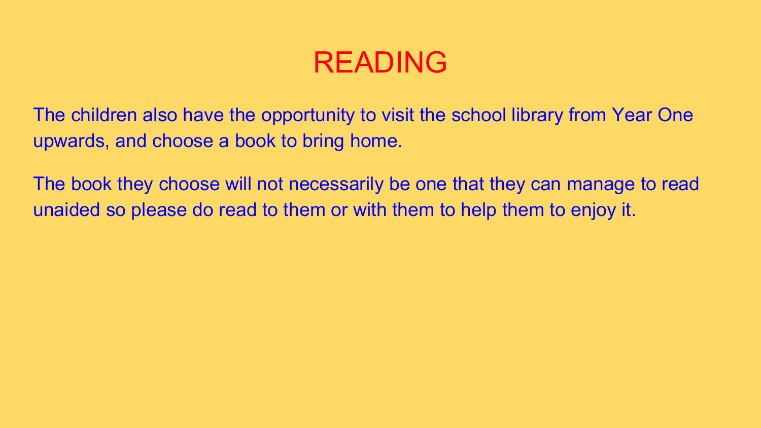# READING

The children also have the opportunity to visit the school library from Year One upwards, and choose a book to bring home.

The book they choose will not necessarily be one that they can manage to read unaided so please do read to them or with them to help them to enjoy it.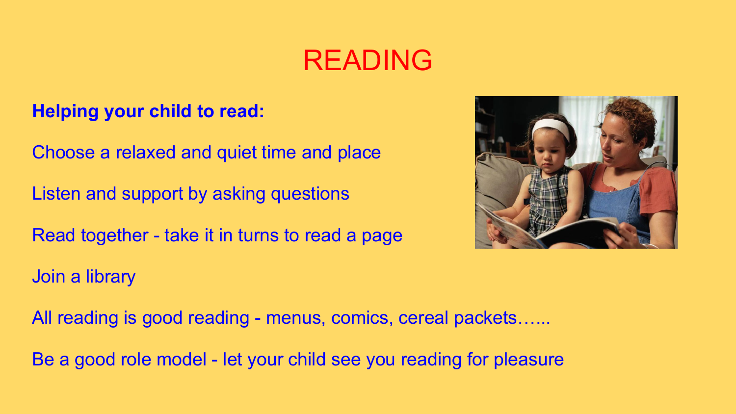# READING

**Helping your child to read:**

Choose a relaxed and quiet time and place

Listen and support by asking questions

Read together - take it in turns to read a page

Join a library

All reading is good reading - menus, comics, cereal packets…...

Be a good role model - let your child see you reading for pleasure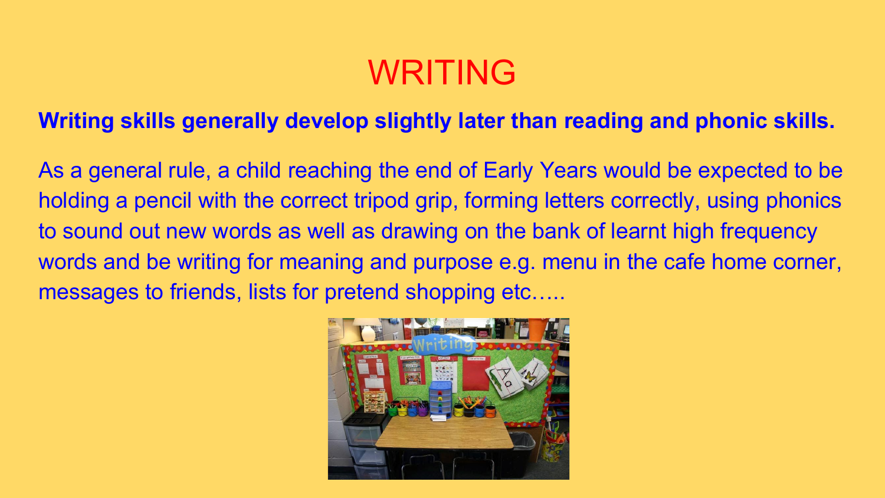# WRITING

**Writing skills generally develop slightly later than reading and phonic skills.**

As a general rule, a child reaching the end of Early Years would be expected to be holding a pencil with the correct tripod grip, forming letters correctly, using phonics to sound out new words as well as drawing on the bank of learnt high frequency words and be writing for meaning and purpose e.g. menu in the cafe home corner, messages to friends, lists for pretend shopping etc…..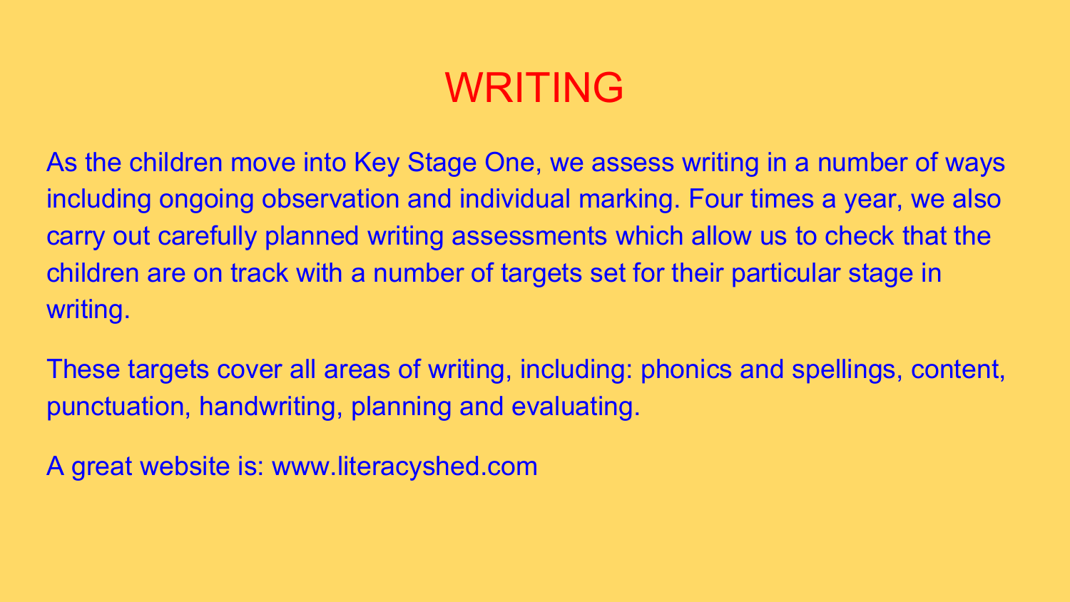# WRITING

As the children move into Key Stage One, we assess writing in a number of ways including ongoing observation and individual marking. Four times a year, we also carry out carefully planned writing assessments which allow us to check that the children are on track with a number of targets set for their particular stage in writing.

These targets cover all areas of writing, including: phonics and spellings, content, punctuation, handwriting, planning and evaluating.

A great website is: www.literacyshed.com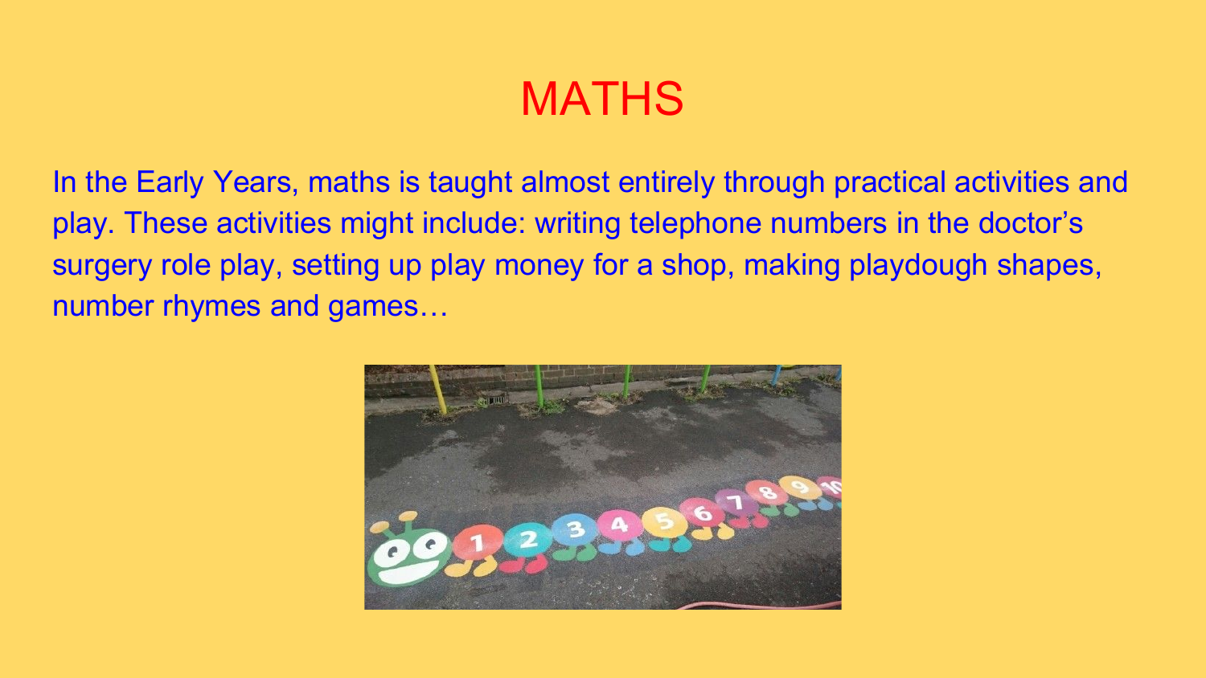# MATHS

In the Early Years, maths is taught almost entirely through practical activities and play. These activities might include: writing telephone numbers in the doctor's surgery role play, setting up play money for a shop, making playdough shapes, number rhymes and games…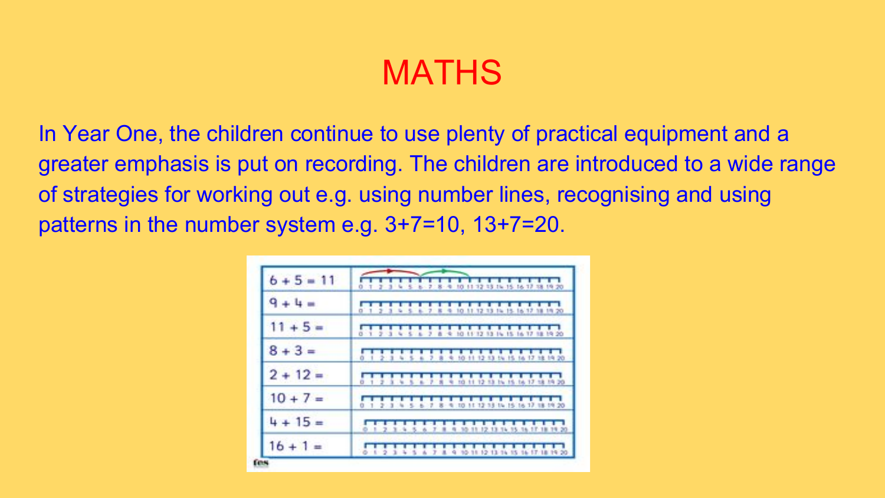# MATHS

In Year One, the children continue to use plenty of practical equipment and a greater emphasis is put on recording. The children are introduced to a wide range of strategies for working out e.g. using number lines, recognising and using patterns in the number system e.g. 3+7=10, 13+7=20.

| | |
|---|---|
| 6 + 5 = 11 | 0 1 2 3 4 5 6 7 8 9 10 11 12 13 14 15 16 17 18 19 20 |
| 9 + 4 = | 0 1 2 3 4 5 6 7 8 9 10 11 12 13 14 15 16 17 18 19 20 |
| 11 + 5 = | 0 1 2 3 4 5 6 7 8 9 10 11 12 13 14 15 16 17 18 19 20 |
| 8 + 3 = | 0 1 2 3 4 5 6 7 8 9 10 11 12 13 14 15 16 17 18 19 20 |
| 2 + 12 = | 0 1 2 3 4 5 6 7 8 9 10 11 12 13 14 15 16 17 18 19 20 |
| 10 + 7 = | 0 1 2 3 4 5 6 7 8 9 10 11 12 13 14 15 16 17 18 19 20 |
| 4 + 15 = | 0 1 2 3 4 5 6 7 8 9 10 11 12 13 14 15 16 17 18 19 20 |
| 16 + 1 = | 0 1 2 3 4 5 6 7 8 9 10 11 12 13 14 15 16 17 18 19 20 |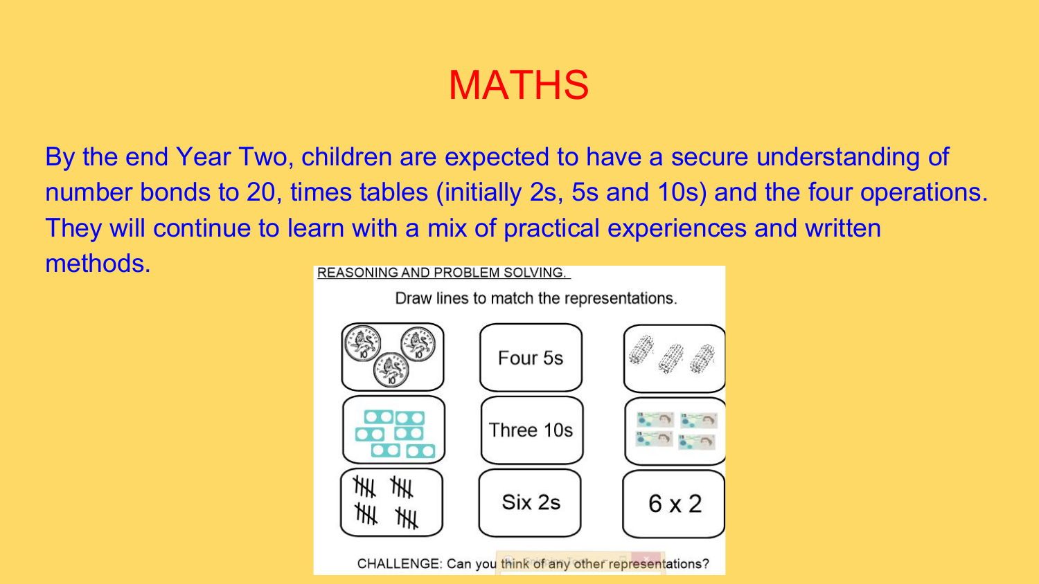# MATHS

By the end Year Two, children are expected to have a secure understanding of number bonds to 20, times tables (initially 2s, 5s and 10s) and the four operations. They will continue to learn with a mix of practical experiences and written methods.

REASONING AND PROBLEM SOLVING.

Draw lines to match the representations.

| | | |
|---|---|---|
| | Four 5s | |
| | Three 10s | |
| | Six 2s | $6 \times 2$ |

CHALLENGE: Can you think of any other representations?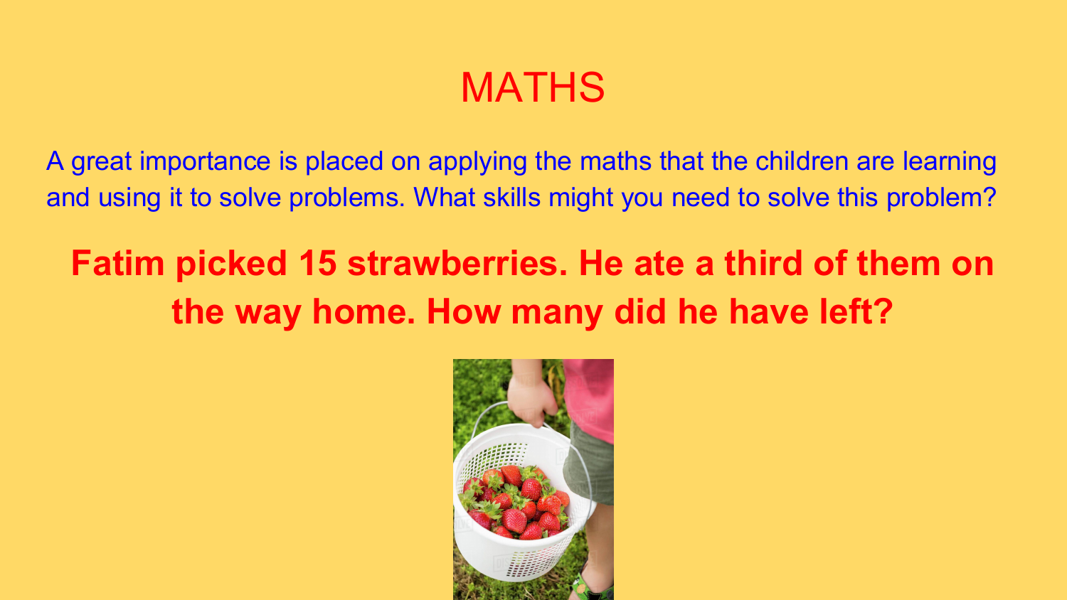# MATHS

A great importance is placed on applying the maths that the children are learning and using it to solve problems. What skills might you need to solve this problem?

**Fatim picked 15 strawberries. He ate a third of them on the way home. How many did he have left?**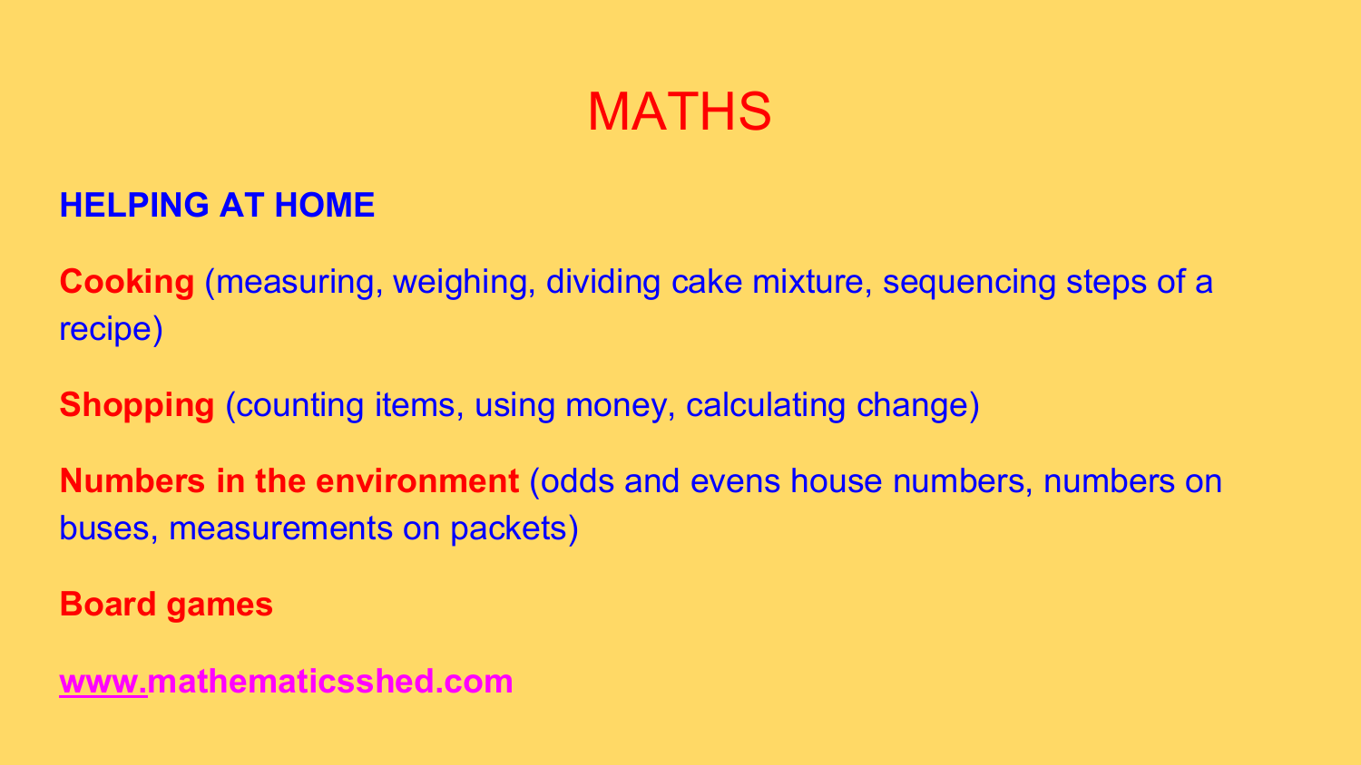# MATHS

## HELPING AT HOME

**Cooking** (measuring, weighing, dividing cake mixture, sequencing steps of a recipe)

**Shopping** (counting items, using money, calculating change)

**Numbers in the environment** (odds and evens house numbers, numbers on buses, measurements on packets)

**Board games**

**www.mathematicsshed.com**